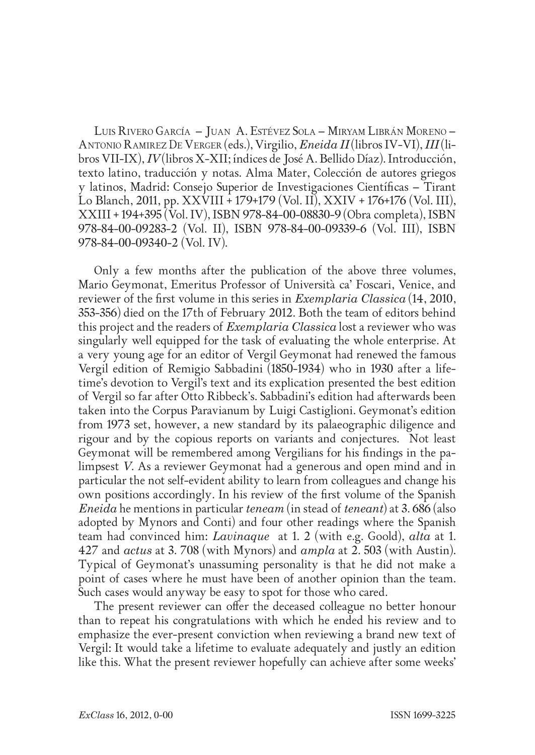Luis Rivero García – Juan A. Estévez Sola – Miryam Librán Moreno – Antonio Ramirez De Verger (eds.), Virgilio, *Eneida II* (libros IV-VI), *III* (libros VII-IX), *IV* (libros X-XII; índices de José A. Bellido Díaz). Introducción, texto latino, traducción y notas. Alma Mater, Colección de autores griegos y latinos, Madrid: Consejo Superior de Investigaciones Científicas – Tirant Lo Blanch, 2011, pp. XXVIII + 179+179 (Vol. II), XXIV + 176+176 (Vol. III), XXIII + 194+395 (Vol. IV), ISBN 978-84-00-08830-9 (Obra completa), ISBN 978-84-00-09283-2 (Vol. II), ISBN 978-84-00-09339-6 (Vol. III), ISBN 978-84-00-09340-2 (Vol. IV).

Only a few months after the publication of the above three volumes, Mario Geymonat, Emeritus Professor of Università ca' Foscari, Venice, and reviewer of the first volume in this series in *Exemplaria Classica* (14, 2010, 353-356) died on the 17th of February 2012. Both the team of editors behind this project and the readers of *Exemplaria Classica* lost a reviewer who was singularly well equipped for the task of evaluating the whole enterprise. At a very young age for an editor of Vergil Geymonat had renewed the famous Vergil edition of Remigio Sabbadini (1850-1934) who in 1930 after a lifetime's devotion to Vergil's text and its explication presented the best edition of Vergil so far after Otto Ribbeck's. Sabbadini's edition had afterwards been taken into the Corpus Paravianum by Luigi Castiglioni. Geymonat's edition from 1973 set, however, a new standard by its palaeographic diligence and rigour and by the copious reports on variants and conjectures. Not least Geymonat will be remembered among Vergilians for his findings in the palimpsest *V*. As a reviewer Geymonat had a generous and open mind and in particular the not self-evident ability to learn from colleagues and change his own positions accordingly. In his review of the first volume of the Spanish *Eneida* he mentions in particular *teneam* (in stead of *teneant*) at 3. 686 (also adopted by Mynors and Conti) and four other readings where the Spanish team had convinced him: *Lavinaque* at 1. 2 (with e.g. Goold), *alta* at 1. 427 and *actus* at 3. 708 (with Mynors) and *ampla* at 2. 503 (with Austin). Typical of Geymonat's unassuming personality is that he did not make a point of cases where he must have been of another opinion than the team. Such cases would anyway be easy to spot for those who cared.

The present reviewer can offer the deceased colleague no better honour than to repeat his congratulations with which he ended his review and to emphasize the ever-present conviction when reviewing a brand new text of Vergil: It would take a lifetime to evaluate adequately and justly an edition like this. What the present reviewer hopefully can achieve after some weeks'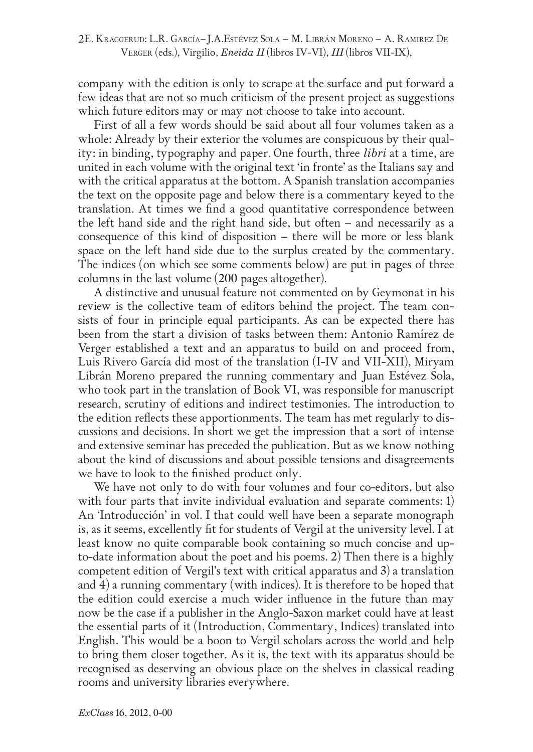company with the edition is only to scrape at the surface and put forward a few ideas that are not so much criticism of the present project as suggestions which future editors may or may not choose to take into account.

First of all a few words should be said about all four volumes taken as a whole: Already by their exterior the volumes are conspicuous by their quality: in binding, typography and paper. One fourth, three *libri* at a time, are united in each volume with the original text 'in fronte' as the Italians say and with the critical apparatus at the bottom. A Spanish translation accompanies the text on the opposite page and below there is a commentary keyed to the translation. At times we find a good quantitative correspondence between the left hand side and the right hand side, but often – and necessarily as a consequence of this kind of disposition – there will be more or less blank space on the left hand side due to the surplus created by the commentary. The indices (on which see some comments below) are put in pages of three columns in the last volume (200 pages altogether).

A distinctive and unusual feature not commented on by Geymonat in his review is the collective team of editors behind the project. The team consists of four in principle equal participants. As can be expected there has been from the start a division of tasks between them: Antonio Ramírez de Verger established a text and an apparatus to build on and proceed from, Luis Rivero García did most of the translation (I-IV and VII-XII), Miryam Librán Moreno prepared the running commentary and Juan Estévez Sola, who took part in the translation of Book VI, was responsible for manuscript research, scrutiny of editions and indirect testimonies. The introduction to the edition reflects these apportionments. The team has met regularly to discussions and decisions. In short we get the impression that a sort of intense and extensive seminar has preceded the publication. But as we know nothing about the kind of discussions and about possible tensions and disagreements we have to look to the finished product only.

We have not only to do with four volumes and four co-editors, but also with four parts that invite individual evaluation and separate comments: 1) An 'Introducción' in vol. I that could well have been a separate monograph is, as it seems, excellently fit for students of Vergil at the university level. I at least know no quite comparable book containing so much concise and up-to-date information about the poet and his poems. 2) Then there is a highly competent edition of Vergil's text with critical apparatus and 3) a translation and 4) a running commentary (with indices). It is therefore to be hoped that the edition could exercise a much wider influence in the future than may now be the case if a publisher in the Anglo-Saxon market could have at least the essential parts of it (Introduction, Commentary, Indices) translated into English. This would be a boon to Vergil scholars across the world and help to bring them closer together. As it is, the text with its apparatus should be recognised as deserving an obvious place on the shelves in classical reading rooms and university libraries everywhere.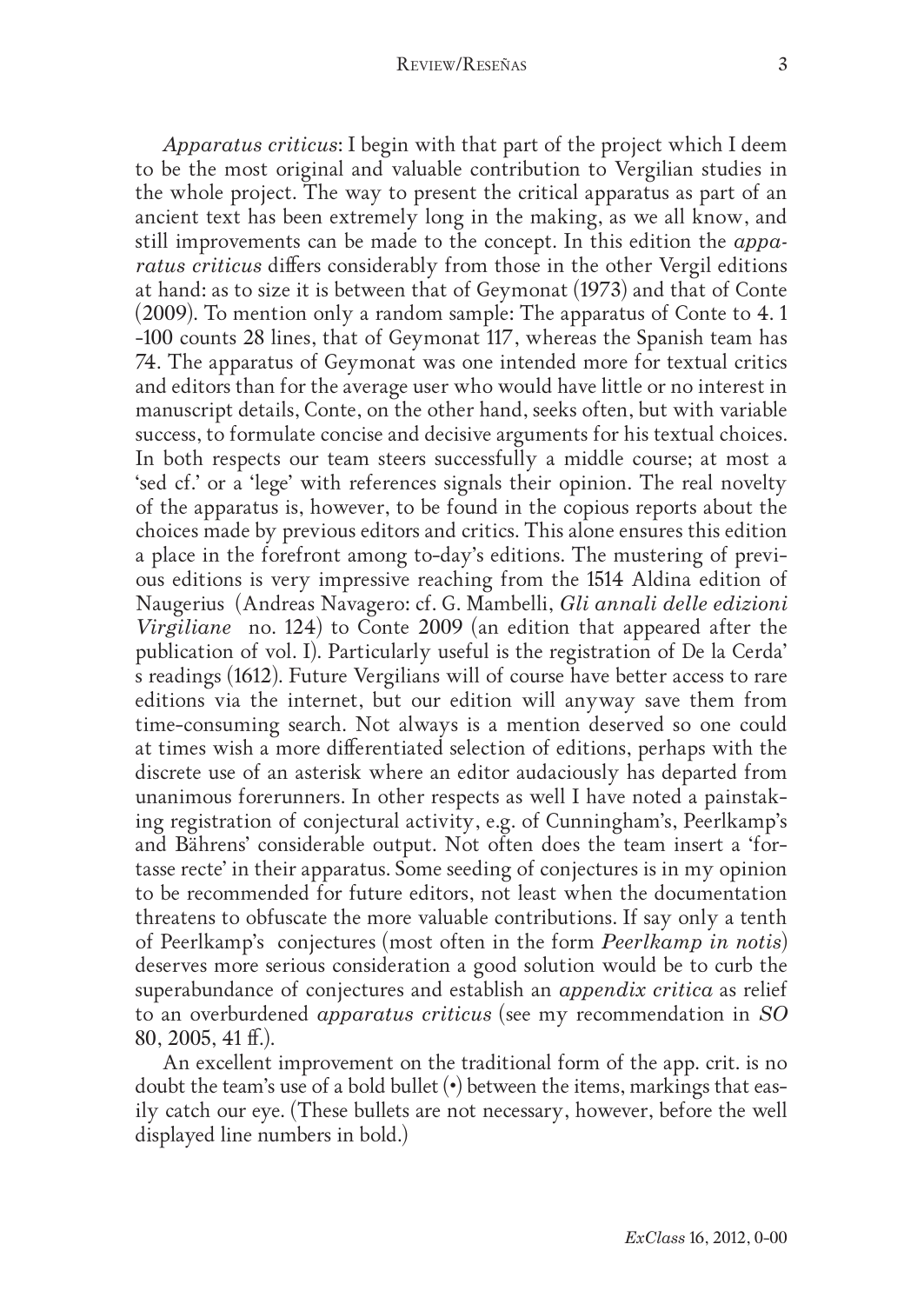*Apparatus criticus*: I begin with that part of the project which I deem to be the most original and valuable contribution to Vergilian studies in the whole project. The way to present the critical apparatus as part of an ancient text has been extremely long in the making, as we all know, and still improvements can be made to the concept. In this edition the *apparatus criticus* differs considerably from those in the other Vergil editions at hand: as to size it is between that of Geymonat (1973) and that of Conte (2009). To mention only a random sample: The apparatus of Conte to 4. 1 -100 counts 28 lines, that of Geymonat 117, whereas the Spanish team has 74. The apparatus of Geymonat was one intended more for textual critics and editors than for the average user who would have little or no interest in manuscript details, Conte, on the other hand, seeks often, but with variable success, to formulate concise and decisive arguments for his textual choices. In both respects our team steers successfully a middle course; at most a 'sed cf.' or a 'lege' with references signals their opinion. The real novelty of the apparatus is, however, to be found in the copious reports about the choices made by previous editors and critics. This alone ensures this edition a place in the forefront among to-day's editions. The mustering of previous editions is very impressive reaching from the 1514 Aldina edition of Naugerius (Andreas Navagero: cf. G. Mambelli, *Gli annali delle edizioni Virgiliane* no. 124) to Conte 2009 (an edition that appeared after the publication of vol. I). Particularly useful is the registration of De la Cerda' s readings (1612). Future Vergilians will of course have better access to rare editions via the internet, but our edition will anyway save them from time-consuming search. Not always is a mention deserved so one could at times wish a more differentiated selection of editions, perhaps with the discrete use of an asterisk where an editor audaciously has departed from unanimous forerunners. In other respects as well I have noted a painstaking registration of conjectural activity, e.g. of Cunningham's, Peerlkamp's and Bährens' considerable output. Not often does the team insert a 'fortasse recte' in their apparatus. Some seeding of conjectures is in my opinion to be recommended for future editors, not least when the documentation threatens to obfuscate the more valuable contributions. If say only a tenth of Peerlkamp's conjectures (most often in the form *Peerlkamp in notis*) deserves more serious consideration a good solution would be to curb the superabundance of conjectures and establish an *appendix critica* as relief to an overburdened *apparatus criticus* (see my recommendation in *SO* 80, 2005, 41 ff.).

An excellent improvement on the traditional form of the app. crit. is no doubt the team's use of a bold bullet (•) between the items, markings that easily catch our eye. (These bullets are not necessary, however, before the well displayed line numbers in bold.)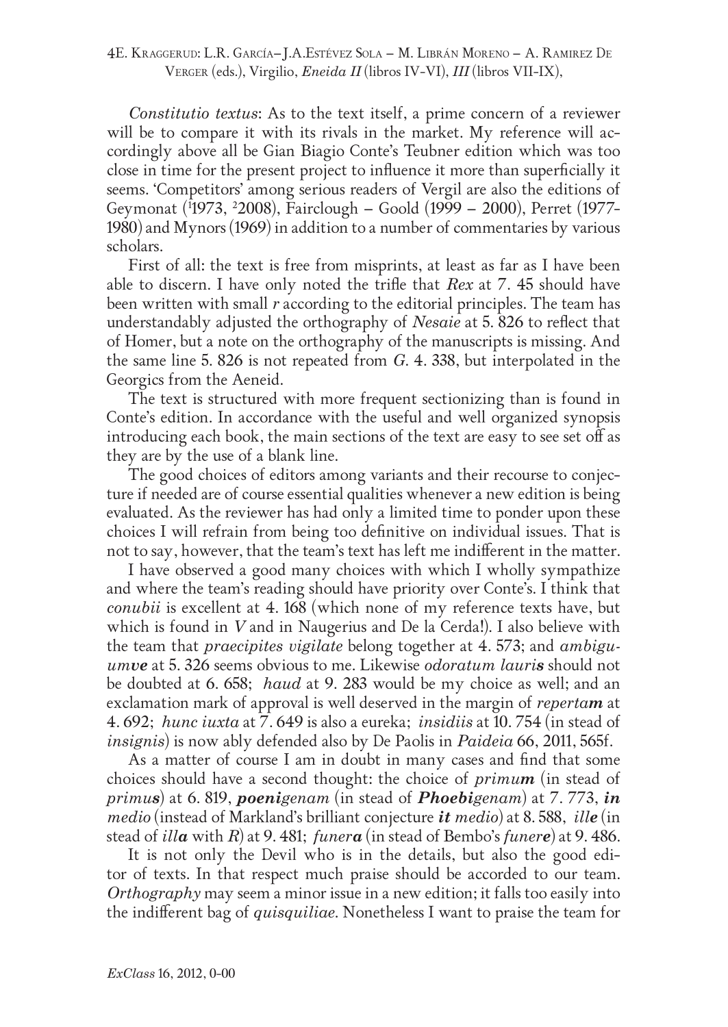*Constitutio textus*: As to the text itself, a prime concern of a reviewer will be to compare it with its rivals in the market. My reference will accordingly above all be Gian Biagio Conte's Teubner edition which was too close in time for the present project to influence it more than superficially it seems. 'Competitors' among serious readers of Vergil are also the editions of Geymonat ([1]1973, [2]2008), Fairclough – Goold (1999 – 2000), Perret (1977-1980) and Mynors (1969) in addition to a number of commentaries by various scholars.

First of all: the text is free from misprints, at least as far as I have been able to discern. I have only noted the trifle that *Rex* at 7. 45 should have been written with small *r* according to the editorial principles. The team has understandably adjusted the orthography of *Nesaie* at 5. 826 to reflect that of Homer, but a note on the orthography of the manuscripts is missing. And the same line 5. 826 is not repeated from *G*. 4. 338, but interpolated in the Georgics from the Aeneid.

The text is structured with more frequent sectionizing than is found in Conte's edition. In accordance with the useful and well organized synopsis introducing each book, the main sections of the text are easy to see set off as they are by the use of a blank line.

The good choices of editors among variants and their recourse to conjecture if needed are of course essential qualities whenever a new edition is being evaluated. As the reviewer has had only a limited time to ponder upon these choices I will refrain from being too definitive on individual issues. That is not to say, however, that the team's text has left me indifferent in the matter.

I have observed a good many choices with which I wholly sympathize and where the team's reading should have priority over Conte's. I think that *conubii* is excellent at 4. 168 (which none of my reference texts have, but which is found in *V* and in Naugerius and De la Cerda!). I also believe with the team that *praecipites vigilate* belong together at 4. 573; and *ambiguum**ve*** at 5. 326 seems obvious to me. Likewise *odoratum lauri**s*** should not be doubted at 6. 658; *haud* at 9. 283 would be my choice as well; and an exclamation mark of approval is well deserved in the margin of *reperta**m*** at 4. 692; *hunc iuxta* at 7. 649 is also a eureka; *insidiis* at 10. 754 (in stead of *insignis*) is now ably defended also by De Paolis in *Paideia* 66, 2011, 565f.

As a matter of course I am in doubt in many cases and find that some choices should have a second thought: the choice of *primu**m*** (in stead of *primu**s***) at 6. 819, ***poeni**genam* (in stead of ***Phoebi**genam*) at 7. 773, ***in** medio* (instead of Markland's brilliant conjecture ***it** medio*) at 8. 588, *ill**e*** (in stead of *ill**a*** with *R*) at 9. 481; *funer**a*** (in stead of Bembo's *funer**e***) at 9. 486.

It is not only the Devil who is in the details, but also the good editor of texts. In that respect much praise should be accorded to our team. *Orthography* may seem a minor issue in a new edition; it falls too easily into the indifferent bag of *quisquiliae*. Nonetheless I want to praise the team for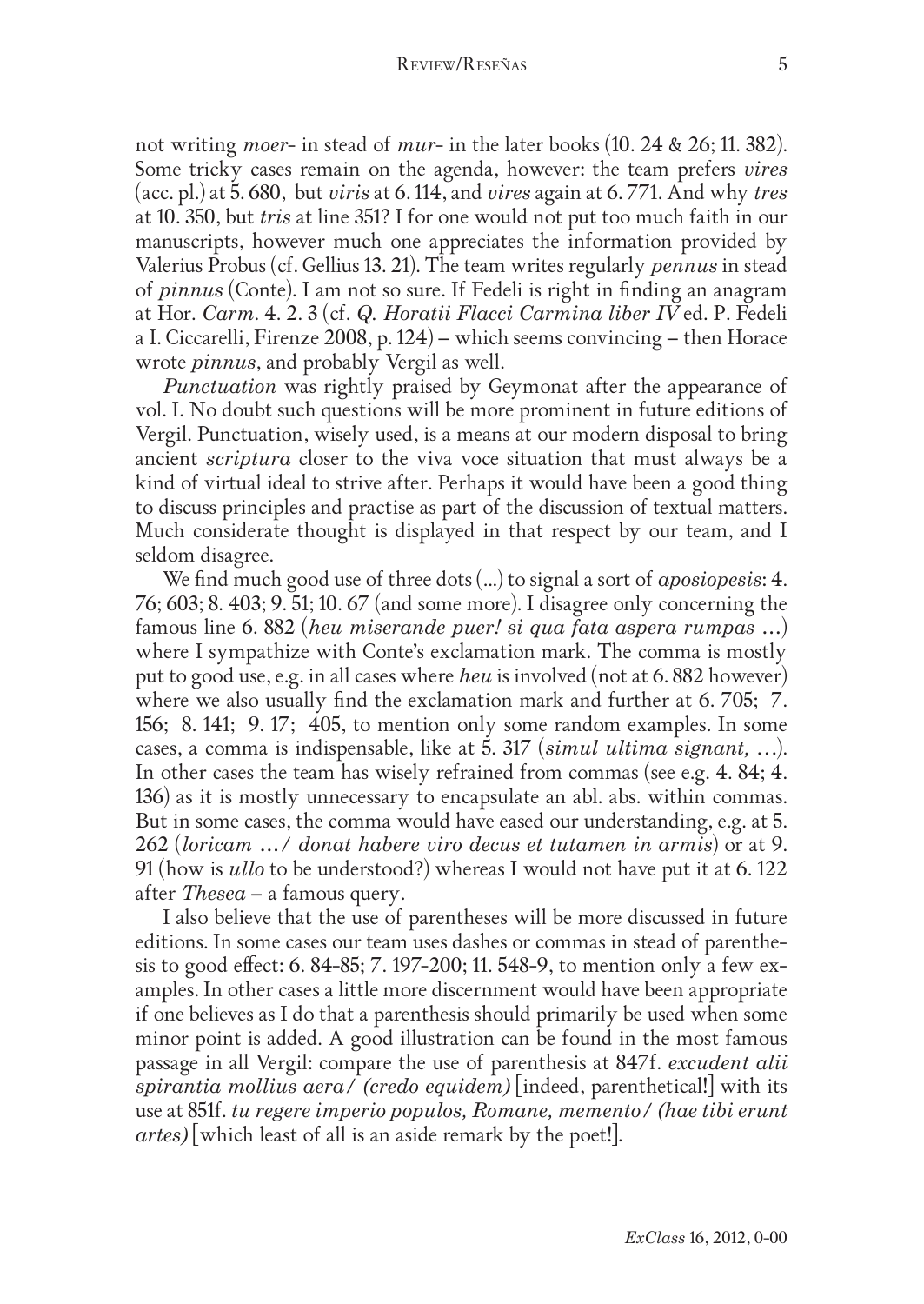not writing *moer*- in stead of *mur*- in the later books (10. 24 & 26; 11. 382). Some tricky cases remain on the agenda, however: the team prefers *vires* (acc. pl.) at 5. 680, but *viris* at 6. 114, and *vires* again at 6. 771. And why *tres* at 10. 350, but *tris* at line 351? I for one would not put too much faith in our manuscripts, however much one appreciates the information provided by Valerius Probus (cf. Gellius 13. 21). The team writes regularly *pennus* in stead of *pinnus* (Conte). I am not so sure. If Fedeli is right in finding an anagram at Hor. *Carm*. 4. 2. 3 (cf. *Q. Horatii Flacci Carmina liber IV* ed. P. Fedeli a I. Ciccarelli, Firenze 2008, p. 124) – which seems convincing – then Horace wrote *pinnus*, and probably Vergil as well.

*Punctuation* was rightly praised by Geymonat after the appearance of vol. I. No doubt such questions will be more prominent in future editions of Vergil. Punctuation, wisely used, is a means at our modern disposal to bring ancient *scriptura* closer to the viva voce situation that must always be a kind of virtual ideal to strive after. Perhaps it would have been a good thing to discuss principles and practise as part of the discussion of textual matters. Much considerate thought is displayed in that respect by our team, and I seldom disagree.

We find much good use of three dots (...) to signal a sort of *aposiopesis*: 4. 76; 603; 8. 403; 9. 51; 10. 67 (and some more). I disagree only concerning the famous line 6. 882 (*heu miserande puer! si qua fata aspera rumpas* ...) where I sympathize with Conte's exclamation mark. The comma is mostly put to good use, e.g. in all cases where *heu* is involved (not at 6. 882 however) where we also usually find the exclamation mark and further at 6. 705; 7. 156; 8. 141; 9. 17; 405, to mention only some random examples. In some cases, a comma is indispensable, like at 5. 317 (*simul ultima signant,* ...). In other cases the team has wisely refrained from commas (see e.g. 4. 84; 4. 136) as it is mostly unnecessary to encapsulate an abl. abs. within commas. But in some cases, the comma would have eased our understanding, e.g. at 5. 262 (*loricam .../ donat habere viro decus et tutamen in armis*) or at 9. 91 (how is *ullo* to be understood?) whereas I would not have put it at 6. 122 after *Thesea* – a famous query.

I also believe that the use of parentheses will be more discussed in future editions. In some cases our team uses dashes or commas in stead of parenthesis to good effect: 6. 84-85; 7. 197-200; 11. 548-9, to mention only a few examples. In other cases a little more discernment would have been appropriate if one believes as I do that a parenthesis should primarily be used when some minor point is added. A good illustration can be found in the most famous passage in all Vergil: compare the use of parenthesis at 847f. *excudent alii spirantia mollius aera/ (credo equidem)* [indeed, parenthetical!] with its use at 851f. *tu regere imperio populos, Romane, memento/ (hae tibi erunt artes)* [which least of all is an aside remark by the poet!].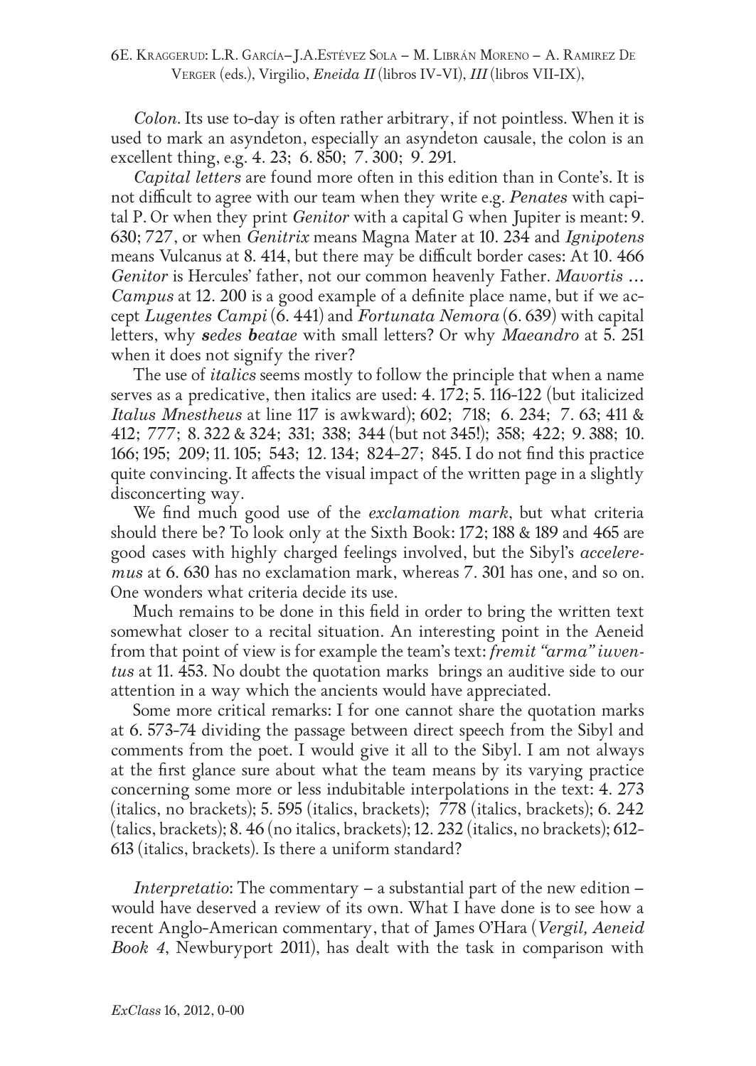*Colon*. Its use to-day is often rather arbitrary, if not pointless. When it is used to mark an asyndeton, especially an asyndeton causale, the colon is an excellent thing, e.g. 4. 23; 6. 850; 7. 300; 9. 291.

*Capital letters* are found more often in this edition than in Conte's. It is not difficult to agree with our team when they write e.g. *Penates* with capital P. Or when they print *Genitor* with a capital G when Jupiter is meant: 9. 630; 727, or when *Genitrix* means Magna Mater at 10. 234 and *Ignipotens* means Vulcanus at 8. 414, but there may be difficult border cases: At 10. 466 *Genitor* is Hercules' father, not our common heavenly Father. *Mavortis ... Campus* at 12. 200 is a good example of a definite place name, but if we accept *Lugentes Campi* (6. 441) and *Fortunata Nemora* (6. 639) with capital letters, why ***s**edes **b**eatae* with small letters? Or why *Maeandro* at 5. 251 when it does not signify the river?

The use of *italics* seems mostly to follow the principle that when a name serves as a predicative, then italics are used: 4. 172; 5. 116-122 (but italicized *Italus Mnestheus* at line 117 is awkward); 602; 718; 6. 234; 7. 63; 411 & 412; 777; 8. 322 & 324; 331; 338; 344 (but not 345!); 358; 422; 9. 388; 10. 166; 195; 209; 11. 105; 543; 12. 134; 824-27; 845. I do not find this practice quite convincing. It affects the visual impact of the written page in a slightly disconcerting way.

We find much good use of the *exclamation mark*, but what criteria should there be? To look only at the Sixth Book: 172; 188 & 189 and 465 are good cases with highly charged feelings involved, but the Sibyl's *acceleremus* at 6. 630 has no exclamation mark, whereas 7. 301 has one, and so on. One wonders what criteria decide its use.

Much remains to be done in this field in order to bring the written text somewhat closer to a recital situation. An interesting point in the Aeneid from that point of view is for example the team's text: *fremit "arma" iuventus* at 11. 453. No doubt the quotation marks brings an auditive side to our attention in a way which the ancients would have appreciated.

Some more critical remarks: I for one cannot share the quotation marks at 6. 573-74 dividing the passage between direct speech from the Sibyl and comments from the poet. I would give it all to the Sibyl. I am not always at the first glance sure about what the team means by its varying practice concerning some more or less indubitable interpolations in the text: 4. 273 (italics, no brackets); 5. 595 (italics, brackets); 778 (italics, brackets); 6. 242 (talics, brackets); 8. 46 (no italics, brackets); 12. 232 (italics, no brackets); 612-613 (italics, brackets). Is there a uniform standard?

*Interpretatio*: The commentary – a substantial part of the new edition – would have deserved a review of its own. What I have done is to see how a recent Anglo-American commentary, that of James O'Hara (*Vergil, Aeneid Book 4*, Newburyport 2011), has dealt with the task in comparison with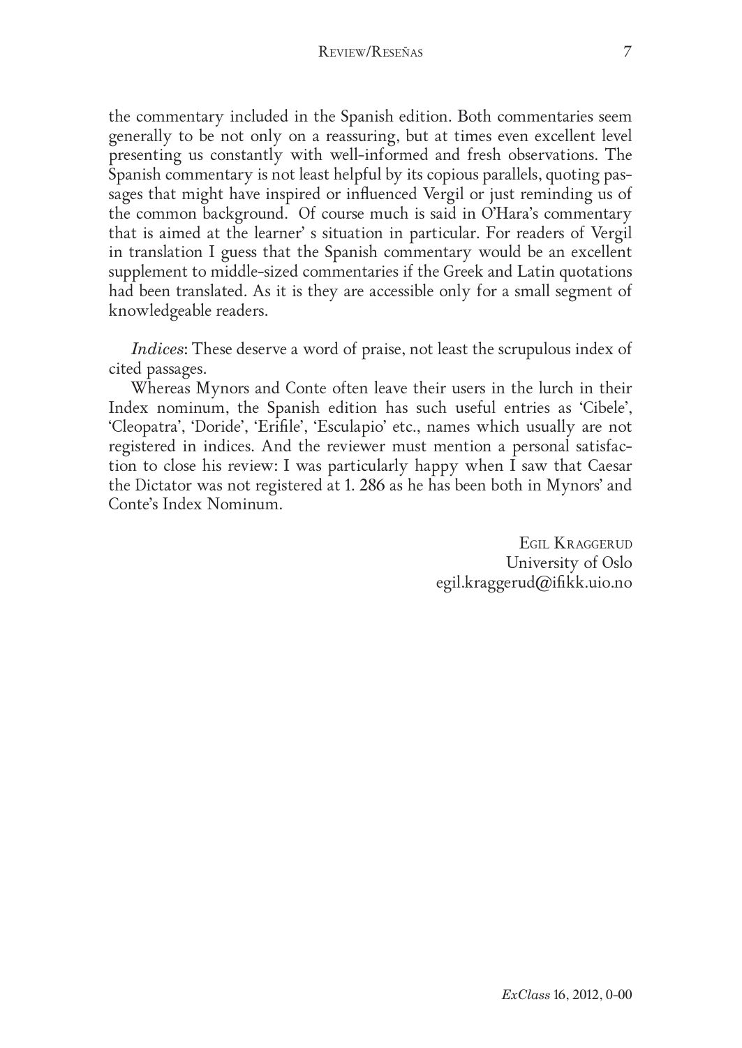the commentary included in the Spanish edition. Both commentaries seem generally to be not only on a reassuring, but at times even excellent level presenting us constantly with well-informed and fresh observations. The Spanish commentary is not least helpful by its copious parallels, quoting passages that might have inspired or influenced Vergil or just reminding us of the common background. Of course much is said in O'Hara's commentary that is aimed at the learner' s situation in particular. For readers of Vergil in translation I guess that the Spanish commentary would be an excellent supplement to middle-sized commentaries if the Greek and Latin quotations had been translated. As it is they are accessible only for a small segment of knowledgeable readers.

*Indices*: These deserve a word of praise, not least the scrupulous index of cited passages.

Whereas Mynors and Conte often leave their users in the lurch in their Index nominum, the Spanish edition has such useful entries as 'Cibele', 'Cleopatra', 'Doride', 'Erifile', 'Esculapio' etc., names which usually are not registered in indices. And the reviewer must mention a personal satisfaction to close his review: I was particularly happy when I saw that Caesar the Dictator was not registered at 1. 286 as he has been both in Mynors' and Conte's Index Nominum.

Egil Kraggerud
University of Oslo
egil.kraggerud@ifikk.uio.no